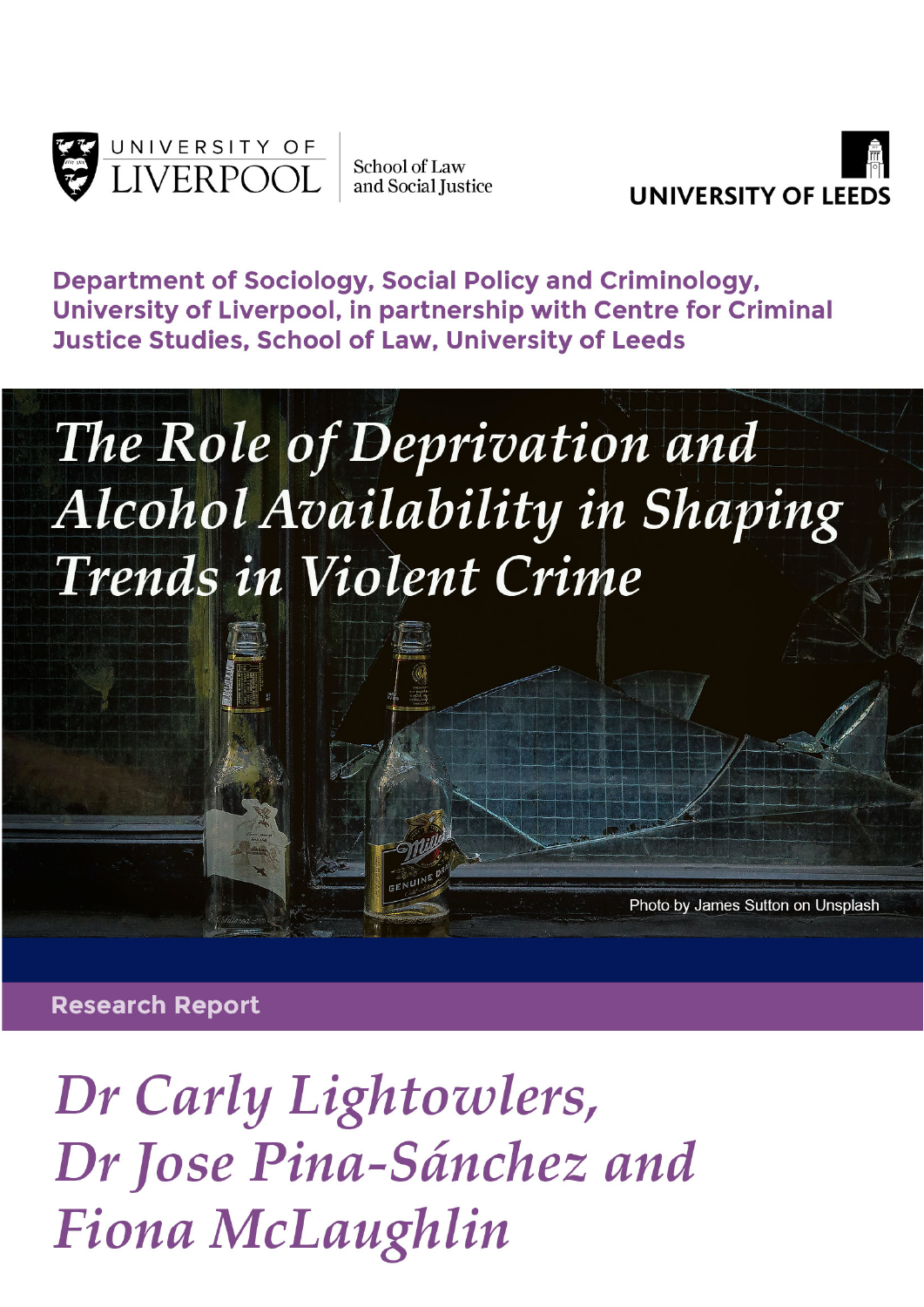UNIVERSITY OF LIVERPOOL

School of Law and Social Justice

UNIVERSITY OF LEEDS

**Department of Sociology, Social Policy and Criminology, University of Liverpool, in partnership with Centre for Criminal Justice Studies, School of Law, University of Leeds**

# *The Role of Deprivation and Alcohol Availability in Shaping Trends in Violent Crime*

Photo by James Sutton on Unsplash

**Research Report**

*Dr Carly Lightowlers,*
*Dr Jose Pina-Sánchez and*
*Fiona McLaughlin*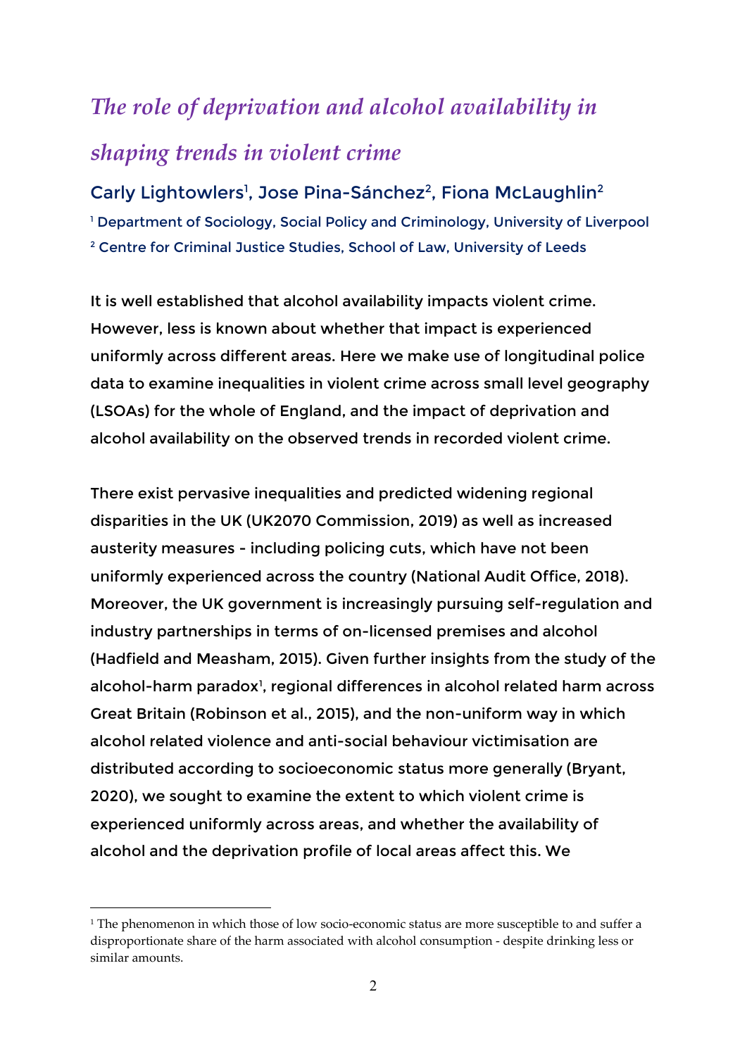# *The role of deprivation and alcohol availability in shaping trends in violent crime*

Carly Lightowlers[1], Jose Pina-Sánchez[2], Fiona McLaughlin[2]

[1] Department of Sociology, Social Policy and Criminology, University of Liverpool

[2] Centre for Criminal Justice Studies, School of Law, University of Leeds

It is well established that alcohol availability impacts violent crime. However, less is known about whether that impact is experienced uniformly across different areas. Here we make use of longitudinal police data to examine inequalities in violent crime across small level geography (LSOAs) for the whole of England, and the impact of deprivation and alcohol availability on the observed trends in recorded violent crime.

There exist pervasive inequalities and predicted widening regional disparities in the UK (UK2070 Commission, 2019) as well as increased austerity measures - including policing cuts, which have not been uniformly experienced across the country (National Audit Office, 2018). Moreover, the UK government is increasingly pursuing self-regulation and industry partnerships in terms of on-licensed premises and alcohol (Hadfield and Measham, 2015). Given further insights from the study of the alcohol-harm paradox[1], regional differences in alcohol related harm across Great Britain (Robinson et al., 2015), and the non-uniform way in which alcohol related violence and anti-social behaviour victimisation are distributed according to socioeconomic status more generally (Bryant, 2020), we sought to examine the extent to which violent crime is experienced uniformly across areas, and whether the availability of alcohol and the deprivation profile of local areas affect this. We

[1] The phenomenon in which those of low socio-economic status are more susceptible to and suffer a disproportionate share of the harm associated with alcohol consumption - despite drinking less or similar amounts.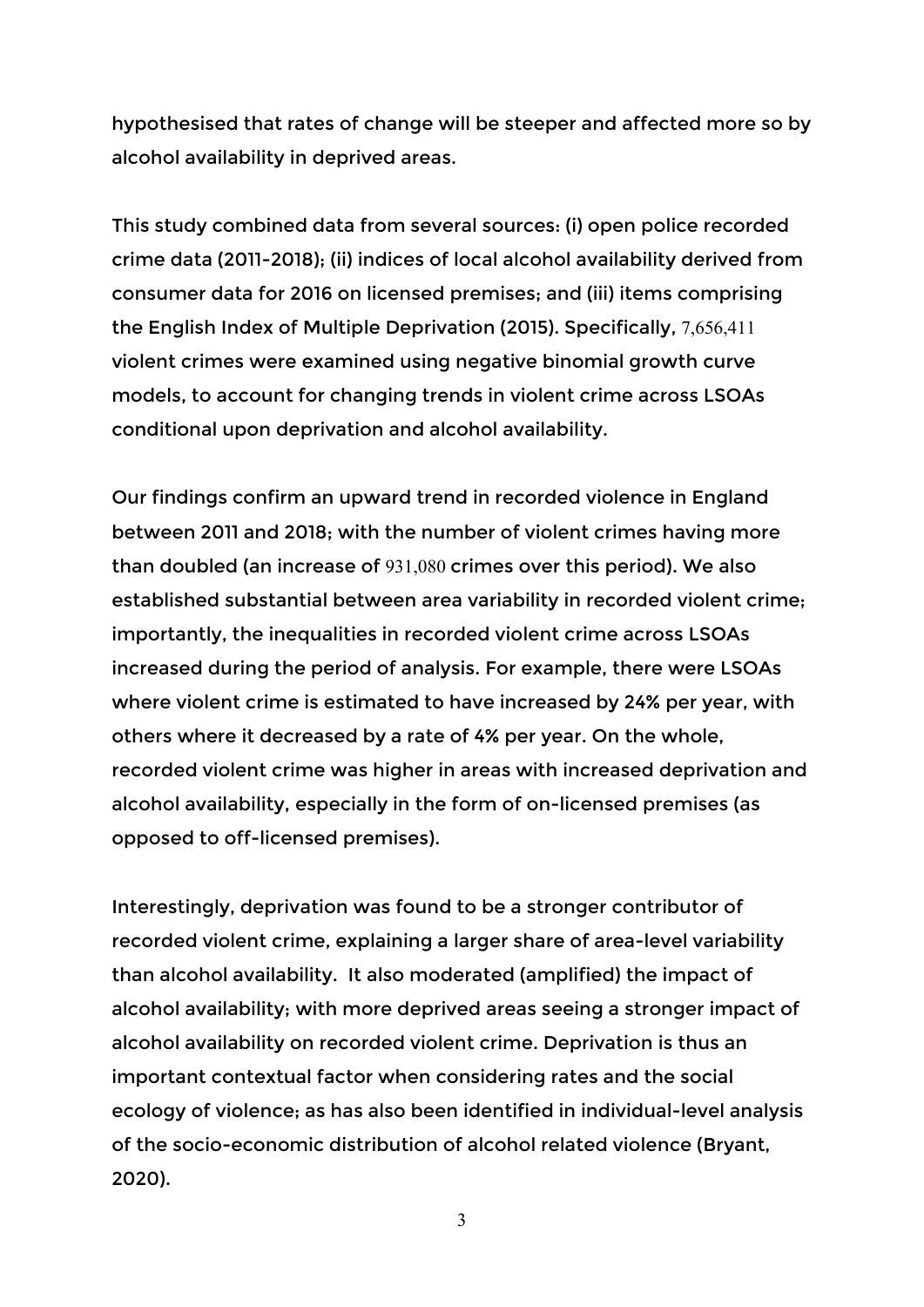hypothesised that rates of change will be steeper and affected more so by alcohol availability in deprived areas.

This study combined data from several sources: (i) open police recorded crime data (2011-2018); (ii) indices of local alcohol availability derived from consumer data for 2016 on licensed premises; and (iii) items comprising the English Index of Multiple Deprivation (2015). Specifically, 7,656,411 violent crimes were examined using negative binomial growth curve models, to account for changing trends in violent crime across LSOAs conditional upon deprivation and alcohol availability.

Our findings confirm an upward trend in recorded violence in England between 2011 and 2018; with the number of violent crimes having more than doubled (an increase of 931,080 crimes over this period). We also established substantial between area variability in recorded violent crime; importantly, the inequalities in recorded violent crime across LSOAs increased during the period of analysis. For example, there were LSOAs where violent crime is estimated to have increased by 24% per year, with others where it decreased by a rate of 4% per year. On the whole, recorded violent crime was higher in areas with increased deprivation and alcohol availability, especially in the form of on-licensed premises (as opposed to off-licensed premises).

Interestingly, deprivation was found to be a stronger contributor of recorded violent crime, explaining a larger share of area-level variability than alcohol availability. It also moderated (amplified) the impact of alcohol availability; with more deprived areas seeing a stronger impact of alcohol availability on recorded violent crime. Deprivation is thus an important contextual factor when considering rates and the social ecology of violence; as has also been identified in individual-level analysis of the socio-economic distribution of alcohol related violence (Bryant, 2020).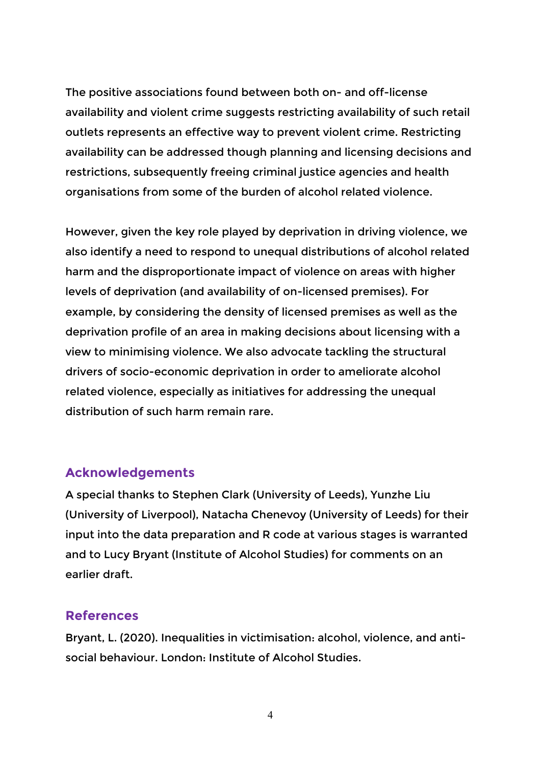The positive associations found between both on- and off-license availability and violent crime suggests restricting availability of such retail outlets represents an effective way to prevent violent crime. Restricting availability can be addressed though planning and licensing decisions and restrictions, subsequently freeing criminal justice agencies and health organisations from some of the burden of alcohol related violence.

However, given the key role played by deprivation in driving violence, we also identify a need to respond to unequal distributions of alcohol related harm and the disproportionate impact of violence on areas with higher levels of deprivation (and availability of on-licensed premises). For example, by considering the density of licensed premises as well as the deprivation profile of an area in making decisions about licensing with a view to minimising violence. We also advocate tackling the structural drivers of socio-economic deprivation in order to ameliorate alcohol related violence, especially as initiatives for addressing the unequal distribution of such harm remain rare.

## Acknowledgements

A special thanks to Stephen Clark (University of Leeds), Yunzhe Liu (University of Liverpool), Natacha Chenevoy (University of Leeds) for their input into the data preparation and R code at various stages is warranted and to Lucy Bryant (Institute of Alcohol Studies) for comments on an earlier draft.

## References

Bryant, L. (2020). Inequalities in victimisation: alcohol, violence, and anti-social behaviour. London: Institute of Alcohol Studies.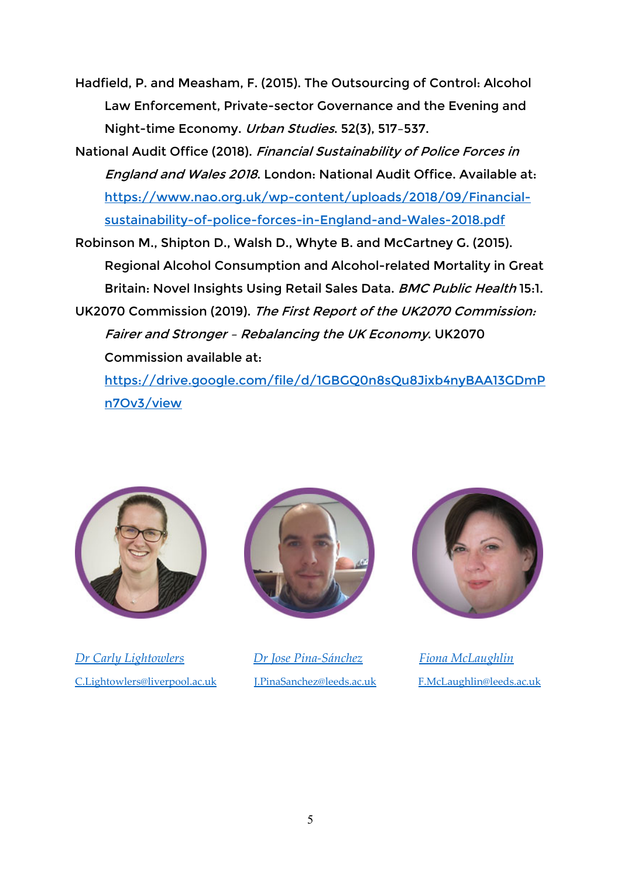Hadfield, P. and Measham, F. (2015). The Outsourcing of Control: Alcohol Law Enforcement, Private-sector Governance and the Evening and Night-time Economy. *Urban Studies*. 52(3), 517–537.

National Audit Office (2018). *Financial Sustainability of Police Forces in England and Wales 2018*. London: National Audit Office. Available at: https://www.nao.org.uk/wp-content/uploads/2018/09/Financial-sustainability-of-police-forces-in-England-and-Wales-2018.pdf

Robinson M., Shipton D., Walsh D., Whyte B. and McCartney G. (2015). Regional Alcohol Consumption and Alcohol-related Mortality in Great Britain: Novel Insights Using Retail Sales Data. *BMC Public Health* 15:1.

UK2070 Commission (2019). *The First Report of the UK2070 Commission: Fairer and Stronger – Rebalancing the UK Economy*. UK2070 Commission available at: https://drive.google.com/file/d/1GBGQ0n8sQu8Jixb4nyBAA13GDmPn7Ov3/view

*Dr Carly Lightowlers*
C.Lightowlers@liverpool.ac.uk

*Dr Jose Pina-Sánchez*
J.PinaSanchez@leeds.ac.uk

*Fiona McLaughlin*
F.McLaughlin@leeds.ac.uk